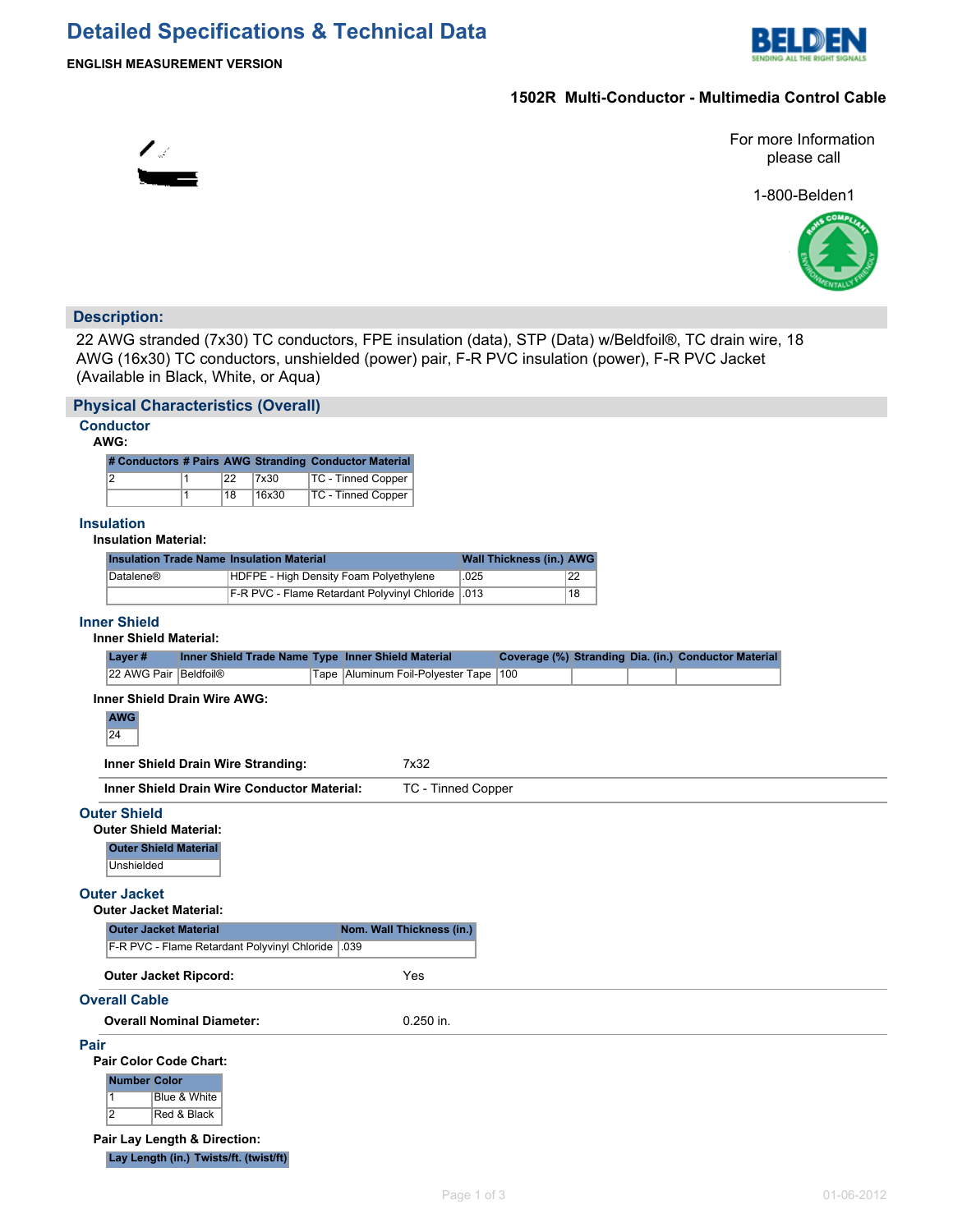# Detailed Specifications & Technical Data

**ENGLISH MEASUREMENT VERSION**

**1502R Multi-Conductor - Multimedia Control Cable**

For more Information please call

1-800-Belden1

## Description:

22 AWG stranded (7x30) TC conductors, FPE insulation (data), STP (Data) w/Beldfoil®, TC drain wire, 18 AWG (16x30) TC conductors, unshielded (power) pair, F-R PVC insulation (power), F-R PVC Jacket (Available in Black, White, or Aqua)

## Physical Characteristics (Overall)

### Conductor

**AWG:**

| # Conductors | # Pairs | AWG | Stranding | Conductor Material |
|---|---|---|---|---|
| 2 | 1 | 22 | 7x30 | TC - Tinned Copper |
| | 1 | 18 | 16x30 | TC - Tinned Copper |

### Insulation

**Insulation Material:**

| Insulation Trade Name | Insulation Material | Wall Thickness (in.) | AWG |
|---|---|---|---|
| Datalene® | HDFPE - High Density Foam Polyethylene | .025 | 22 |
| | F-R PVC - Flame Retardant Polyvinyl Chloride | .013 | 18 |

### Inner Shield

**Inner Shield Material:**

| Layer # | Inner Shield Trade Name | Type | Inner Shield Material | Coverage (%) | Stranding | Dia. (in.) | Conductor Material |
|---|---|---|---|---|---|---|---|
| 22 AWG Pair | Beldfoil® | Tape | Aluminum Foil-Polyester Tape | 100 | | | |

**Inner Shield Drain Wire AWG:**

| AWG |
|---|
| 24 |

**Inner Shield Drain Wire Stranding:** 7x32

**Inner Shield Drain Wire Conductor Material:** TC - Tinned Copper

### Outer Shield

**Outer Shield Material:**

| Outer Shield Material |
|---|
| Unshielded |

### Outer Jacket

**Outer Jacket Material:**

| Outer Jacket Material | Nom. Wall Thickness (in.) |
|---|---|
| F-R PVC - Flame Retardant Polyvinyl Chloride | .039 |

**Outer Jacket Ripcord:** Yes

### Overall Cable

**Overall Nominal Diameter:** 0.250 in.

### Pair

**Pair Color Code Chart:**

| Number | Color |
|---|---|
| 1 | Blue & White |
| 2 | Red & Black |

**Pair Lay Length & Direction:**

| Lay Length (in.) | Twists/ft. (twist/ft) |
|---|---|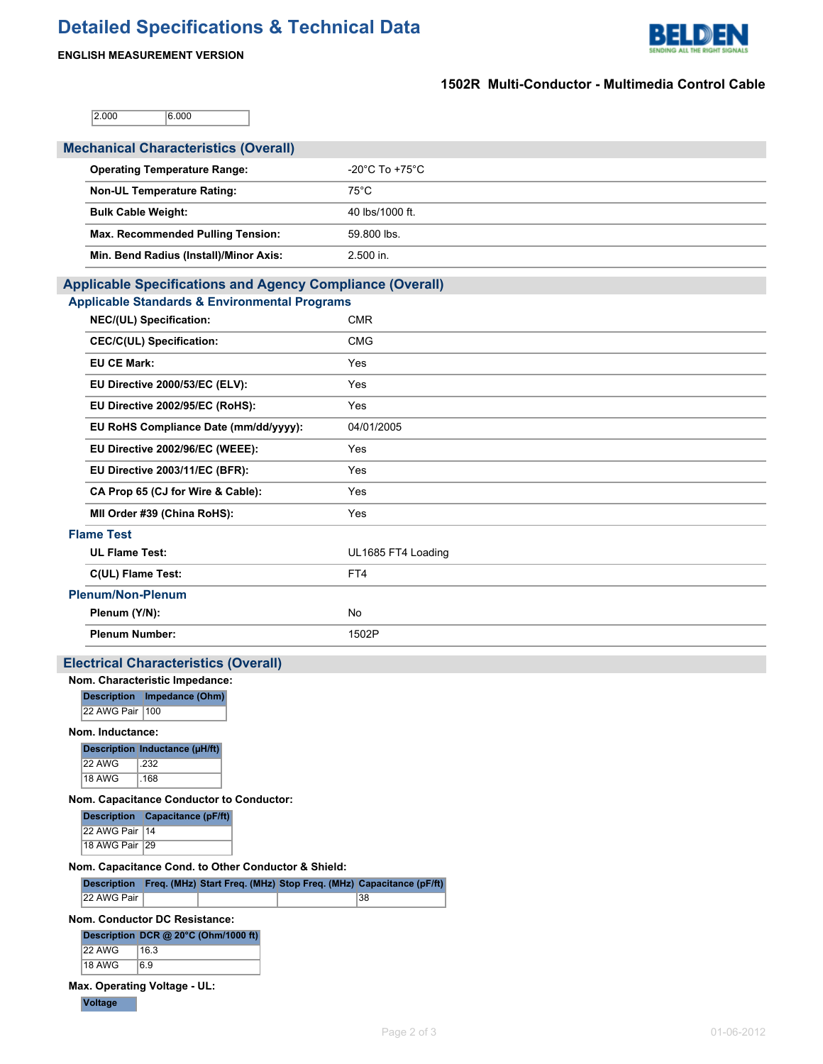| 2.000 | 6.000 |
|---|---|

## Mechanical Characteristics (Overall)

| | |
|---|---|
| **Operating Temperature Range:** | -20°C To +75°C |
| **Non-UL Temperature Rating:** | 75°C |
| **Bulk Cable Weight:** | 40 lbs/1000 ft. |
| **Max. Recommended Pulling Tension:** | 59.800 lbs. |
| **Min. Bend Radius (Install)/Minor Axis:** | 2.500 in. |

## Applicable Specifications and Agency Compliance (Overall)

### Applicable Standards & Environmental Programs

| | |
|---|---|
| **NEC/(UL) Specification:** | CMR |
| **CEC/C(UL) Specification:** | CMG |
| **EU CE Mark:** | Yes |
| **EU Directive 2000/53/EC (ELV):** | Yes |
| **EU Directive 2002/95/EC (RoHS):** | Yes |
| **EU RoHS Compliance Date (mm/dd/yyyy):** | 04/01/2005 |
| **EU Directive 2002/96/EC (WEEE):** | Yes |
| **EU Directive 2003/11/EC (BFR):** | Yes |
| **CA Prop 65 (CJ for Wire & Cable):** | Yes |
| **MII Order #39 (China RoHS):** | Yes |

### Flame Test

| | |
|---|---|
| **UL Flame Test:** | UL1685 FT4 Loading |
| **C(UL) Flame Test:** | FT4 |

### Plenum/Non-Plenum

| | |
|---|---|
| **Plenum (Y/N):** | No |
| **Plenum Number:** | 1502P |

## Electrical Characteristics (Overall)

**Nom. Characteristic Impedance:**

| Description | Impedance (Ohm) |
|---|---|
| 22 AWG Pair | 100 |

**Nom. Inductance:**

| Description | Inductance (µH/ft) |
|---|---|
| 22 AWG | .232 |
| 18 AWG | .168 |

**Nom. Capacitance Conductor to Conductor:**

| Description | Capacitance (pF/ft) |
|---|---|
| 22 AWG Pair | 14 |
| 18 AWG Pair | 29 |

**Nom. Capacitance Cond. to Other Conductor & Shield:**

| Description | Freq. (MHz) | Start Freq. (MHz) | Stop Freq. (MHz) | Capacitance (pF/ft) |
|---|---|---|---|---|
| 22 AWG Pair | | | | 38 |

**Nom. Conductor DC Resistance:**

| Description | DCR @ 20°C (Ohm/1000 ft) |
|---|---|
| 22 AWG | 16.3 |
| 18 AWG | 6.9 |

**Max. Operating Voltage - UL:**

| Voltage |
|---|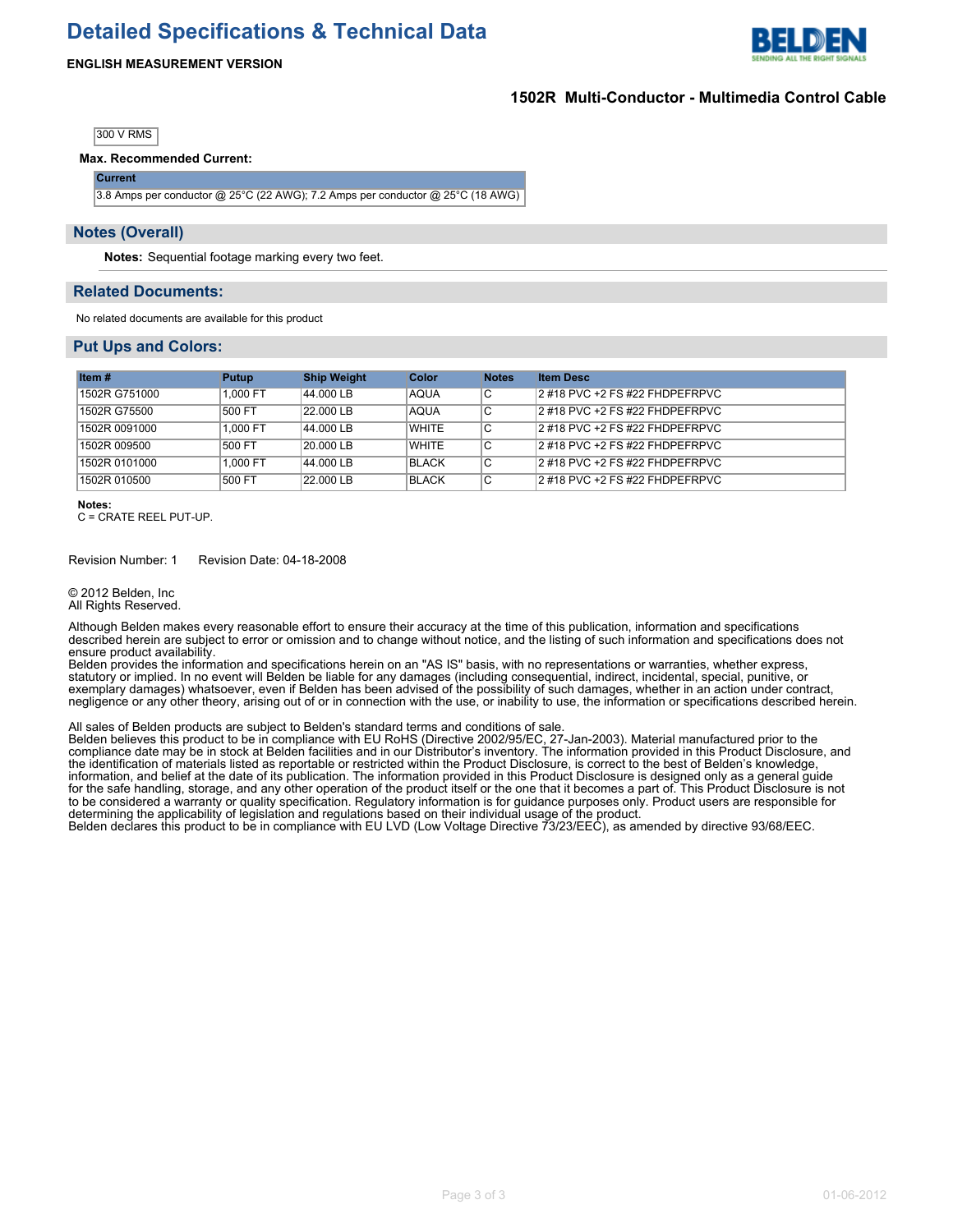| |
|---|
| 300 V RMS |

**Max. Recommended Current:**

| Current |
|---|
| 3.8 Amps per conductor @ 25°C (22 AWG); 7.2 Amps per conductor @ 25°C (18 AWG) |

## Notes (Overall)

**Notes:** Sequential footage marking every two feet.

## Related Documents:

No related documents are available for this product

## Put Ups and Colors:

| Item # | Putup | Ship Weight | Color | Notes | Item Desc |
|---|---|---|---|---|---|
| 1502R G751000 | 1,000 FT | 44.000 LB | AQUA | C | 2 #18 PVC +2 FS #22 FHDPEFRPVC |
| 1502R G75500 | 500 FT | 22.000 LB | AQUA | C | 2 #18 PVC +2 FS #22 FHDPEFRPVC |
| 1502R 0091000 | 1,000 FT | 44.000 LB | WHITE | C | 2 #18 PVC +2 FS #22 FHDPEFRPVC |
| 1502R 009500 | 500 FT | 20.000 LB | WHITE | C | 2 #18 PVC +2 FS #22 FHDPEFRPVC |
| 1502R 0101000 | 1,000 FT | 44.000 LB | BLACK | C | 2 #18 PVC +2 FS #22 FHDPEFRPVC |
| 1502R 010500 | 500 FT | 22.000 LB | BLACK | C | 2 #18 PVC +2 FS #22 FHDPEFRPVC |

**Notes:**
C = CRATE REEL PUT-UP.

Revision Number: 1 Revision Date: 04-18-2008

© 2012 Belden, Inc
All Rights Reserved.

Although Belden makes every reasonable effort to ensure their accuracy at the time of this publication, information and specifications described herein are subject to error or omission and to change without notice, and the listing of such information and specifications does not ensure product availability.
Belden provides the information and specifications herein on an "AS IS" basis, with no representations or warranties, whether express, statutory or implied. In no event will Belden be liable for any damages (including consequential, indirect, incidental, special, punitive, or exemplary damages) whatsoever, even if Belden has been advised of the possibility of such damages, whether in an action under contract, negligence or any other theory, arising out of or in connection with the use, or inability to use, the information or specifications described herein.

All sales of Belden products are subject to Belden's standard terms and conditions of sale.
Belden believes this product to be in compliance with EU RoHS (Directive 2002/95/EC, 27-Jan-2003). Material manufactured prior to the compliance date may be in stock at Belden facilities and in our Distributor's inventory. The information provided in this Product Disclosure, and the identification of materials listed as reportable or restricted within the Product Disclosure, is correct to the best of Belden's knowledge, information, and belief at the date of its publication. The information provided in this Product Disclosure is designed only as a general guide for the safe handling, storage, and any other operation of the product itself or the one that it becomes a part of. This Product Disclosure is not to be considered a warranty or quality specification. Regulatory information is for guidance purposes only. Product users are responsible for determining the applicability of legislation and regulations based on their individual usage of the product.
Belden declares this product to be in compliance with EU LVD (Low Voltage Directive 73/23/EEC), as amended by directive 93/68/EEC.